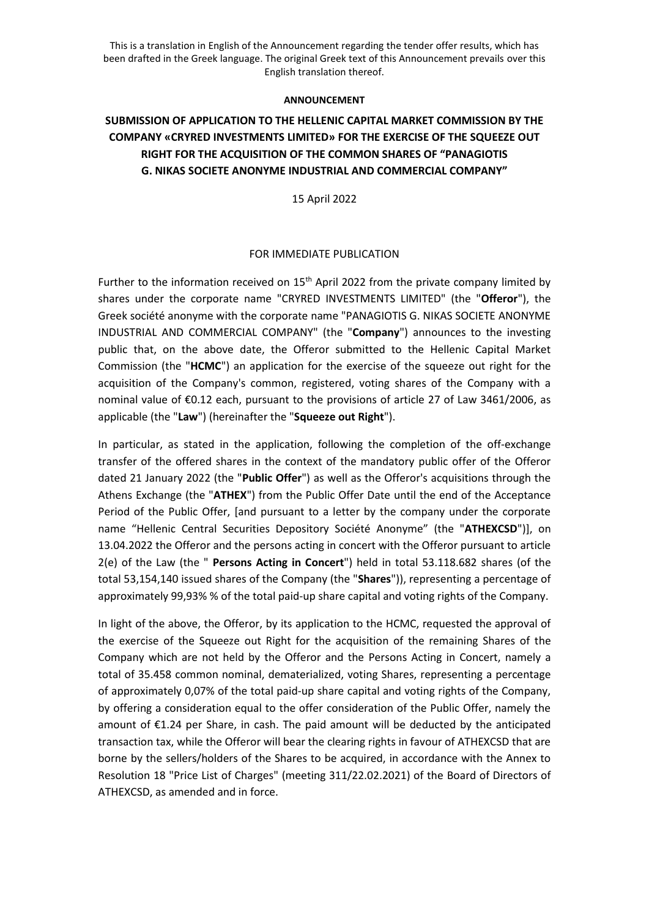This is a translation in English of the Announcement regarding the tender offer results, which has been drafted in the Greek language. The original Greek text of this Announcement prevails over this English translation thereof.

**ANNOUNCEMENT**

# SUBMISSION OF APPLICATION TO THE HELLENIC CAPITAL MARKET COMMISSION BY THE COMPANY «CRYRED INVESTMENTS LIMITED» FOR THE EXERCISE OF THE SQUEEZE OUT RIGHT FOR THE ACQUISITION OF THE COMMON SHARES OF "PANAGIOTIS G. NIKAS SOCIETE ANONYME INDUSTRIAL AND COMMERCIAL COMPANY"

15 April 2022

FOR IMMEDIATE PUBLICATION

Further to the information received on 15th April 2022 from the private company limited by shares under the corporate name "CRYRED INVESTMENTS LIMITED" (the "**Offeror**"), the Greek société anonyme with the corporate name "PANAGIOTIS G. NIKAS SOCIETE ANONYME INDUSTRIAL AND COMMERCIAL COMPANY" (the "**Company**") announces to the investing public that, on the above date, the Offeror submitted to the Hellenic Capital Market Commission (the "**HCMC**") an application for the exercise of the squeeze out right for the acquisition of the Company's common, registered, voting shares of the Company with a nominal value of €0.12 each, pursuant to the provisions of article 27 of Law 3461/2006, as applicable (the "**Law**") (hereinafter the "**Squeeze out Right**").

In particular, as stated in the application, following the completion of the off-exchange transfer of the offered shares in the context of the mandatory public offer of the Offeror dated 21 January 2022 (the "**Public Offer**") as well as the Offeror's acquisitions through the Athens Exchange (the "**ATHEX**") from the Public Offer Date until the end of the Acceptance Period of the Public Offer, [and pursuant to a letter by the company under the corporate name "Hellenic Central Securities Depository Société Anonyme" (the "**ATHEXCSD**")], on 13.04.2022 the Offeror and the persons acting in concert with the Offeror pursuant to article 2(e) of the Law (the " **Persons Acting in Concert**") held in total 53.118.682 shares (of the total 53,154,140 issued shares of the Company (the "**Shares**")), representing a percentage of approximately 99,93% % of the total paid-up share capital and voting rights of the Company.

In light of the above, the Offeror, by its application to the HCMC, requested the approval of the exercise of the Squeeze out Right for the acquisition of the remaining Shares of the Company which are not held by the Offeror and the Persons Acting in Concert, namely a total of 35.458 common nominal, dematerialized, voting Shares, representing a percentage of approximately 0,07% of the total paid-up share capital and voting rights of the Company, by offering a consideration equal to the offer consideration of the Public Offer, namely the amount of €1.24 per Share, in cash. The paid amount will be deducted by the anticipated transaction tax, while the Offeror will bear the clearing rights in favour of ATHEXCSD that are borne by the sellers/holders of the Shares to be acquired, in accordance with the Annex to Resolution 18 "Price List of Charges" (meeting 311/22.02.2021) of the Board of Directors of ATHEXCSD, as amended and in force.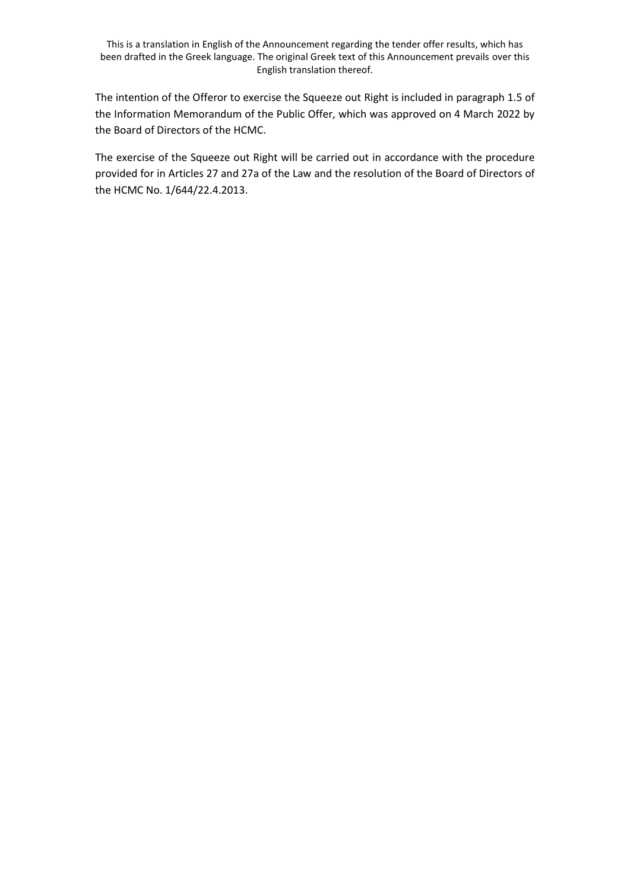The intention of the Offeror to exercise the Squeeze out Right is included in paragraph 1.5 of the Information Memorandum of the Public Offer, which was approved on 4 March 2022 by the Board of Directors of the HCMC.

The exercise of the Squeeze out Right will be carried out in accordance with the procedure provided for in Articles 27 and 27a of the Law and the resolution of the Board of Directors of the HCMC No. 1/644/22.4.2013.